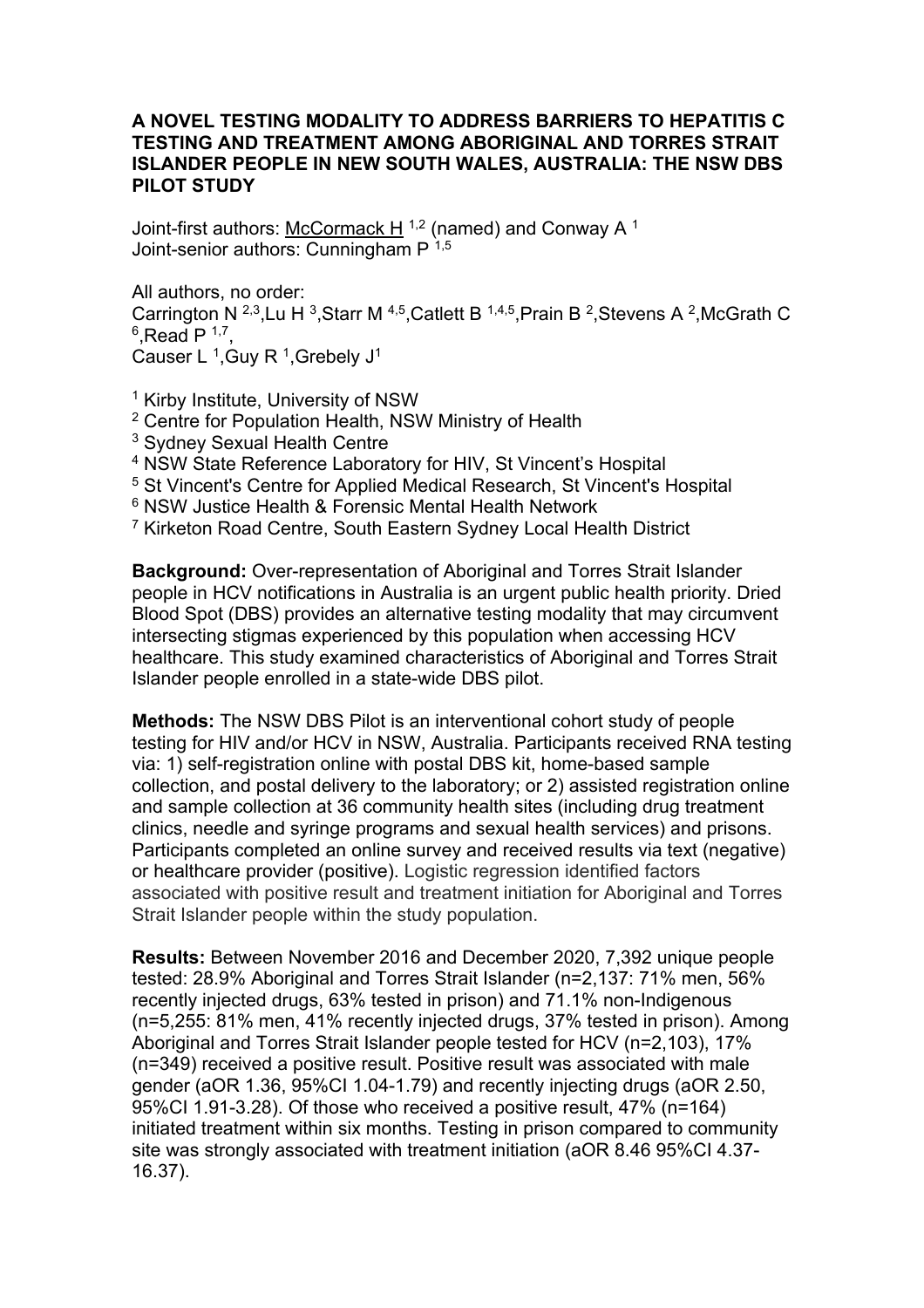# A NOVEL TESTING MODALITY TO ADDRESS BARRIERS TO HEPATITIS C TESTING AND TREATMENT AMONG ABORIGINAL AND TORRES STRAIT ISLANDER PEOPLE IN NEW SOUTH WALES, AUSTRALIA: THE NSW DBS PILOT STUDY

Joint-first authors: McCormack H [1,2] (named) and Conway A [1]
Joint-senior authors: Cunningham P [1,5]

All authors, no order:
Carrington N [2,3], Lu H [3], Starr M [4,5], Catlett B [1,4,5], Prain B [2], Stevens A [2], McGrath C [6], Read P [1,7],
Causer L [1], Guy R [1], Grebely J[1]

[1] Kirby Institute, University of NSW
[2] Centre for Population Health, NSW Ministry of Health
[3] Sydney Sexual Health Centre
[4] NSW State Reference Laboratory for HIV, St Vincent's Hospital
[5] St Vincent's Centre for Applied Medical Research, St Vincent's Hospital
[6] NSW Justice Health & Forensic Mental Health Network
[7] Kirketon Road Centre, South Eastern Sydney Local Health District

**Background:** Over-representation of Aboriginal and Torres Strait Islander people in HCV notifications in Australia is an urgent public health priority. Dried Blood Spot (DBS) provides an alternative testing modality that may circumvent intersecting stigmas experienced by this population when accessing HCV healthcare. This study examined characteristics of Aboriginal and Torres Strait Islander people enrolled in a state-wide DBS pilot.

**Methods:** The NSW DBS Pilot is an interventional cohort study of people testing for HIV and/or HCV in NSW, Australia. Participants received RNA testing via: 1) self-registration online with postal DBS kit, home-based sample collection, and postal delivery to the laboratory; or 2) assisted registration online and sample collection at 36 community health sites (including drug treatment clinics, needle and syringe programs and sexual health services) and prisons. Participants completed an online survey and received results via text (negative) or healthcare provider (positive). Logistic regression identified factors associated with positive result and treatment initiation for Aboriginal and Torres Strait Islander people within the study population.

**Results:** Between November 2016 and December 2020, 7,392 unique people tested: 28.9% Aboriginal and Torres Strait Islander (n=2,137: 71% men, 56% recently injected drugs, 63% tested in prison) and 71.1% non-Indigenous (n=5,255: 81% men, 41% recently injected drugs, 37% tested in prison). Among Aboriginal and Torres Strait Islander people tested for HCV (n=2,103), 17% (n=349) received a positive result. Positive result was associated with male gender (aOR 1.36, 95%CI 1.04-1.79) and recently injecting drugs (aOR 2.50, 95%CI 1.91-3.28). Of those who received a positive result, 47% (n=164) initiated treatment within six months. Testing in prison compared to community site was strongly associated with treatment initiation (aOR 8.46 95%CI 4.37-16.37).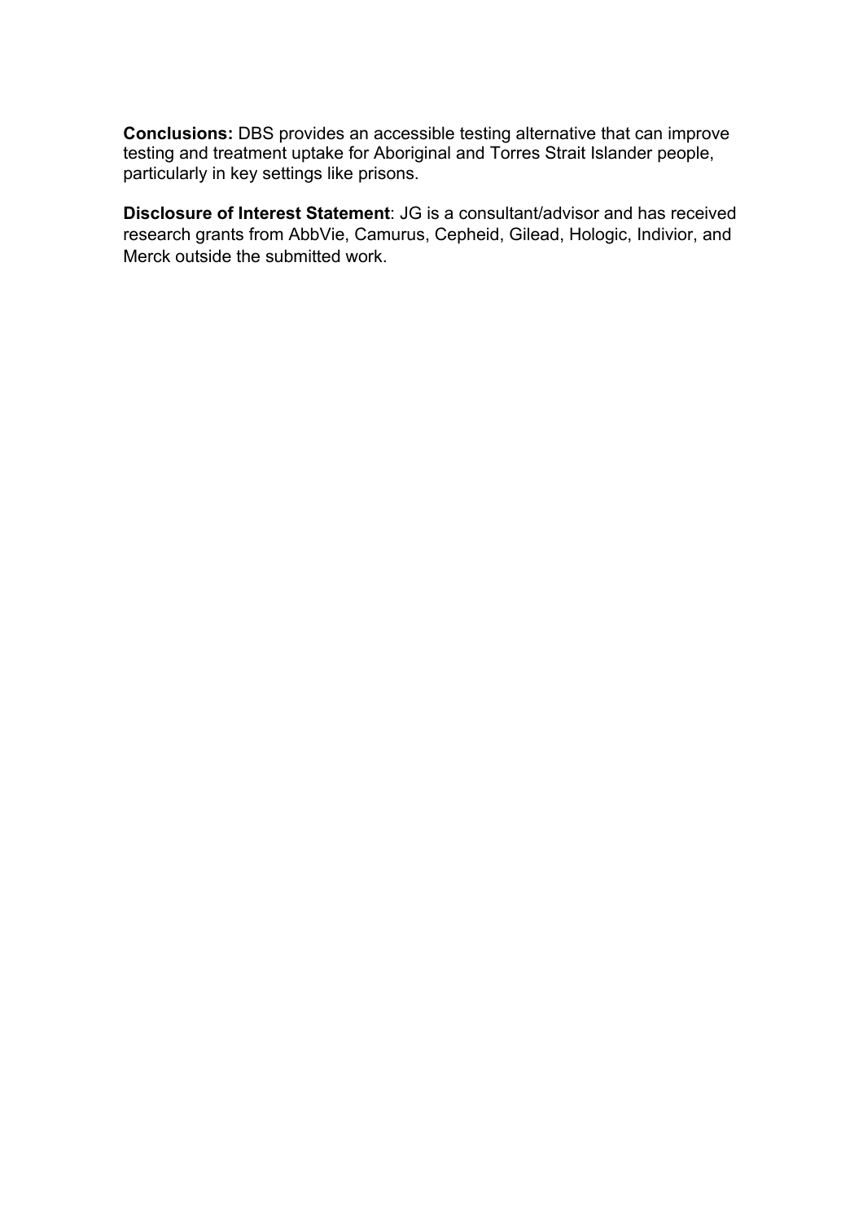**Conclusions:** DBS provides an accessible testing alternative that can improve testing and treatment uptake for Aboriginal and Torres Strait Islander people, particularly in key settings like prisons.

**Disclosure of Interest Statement**: JG is a consultant/advisor and has received research grants from AbbVie, Camurus, Cepheid, Gilead, Hologic, Indivior, and Merck outside the submitted work.